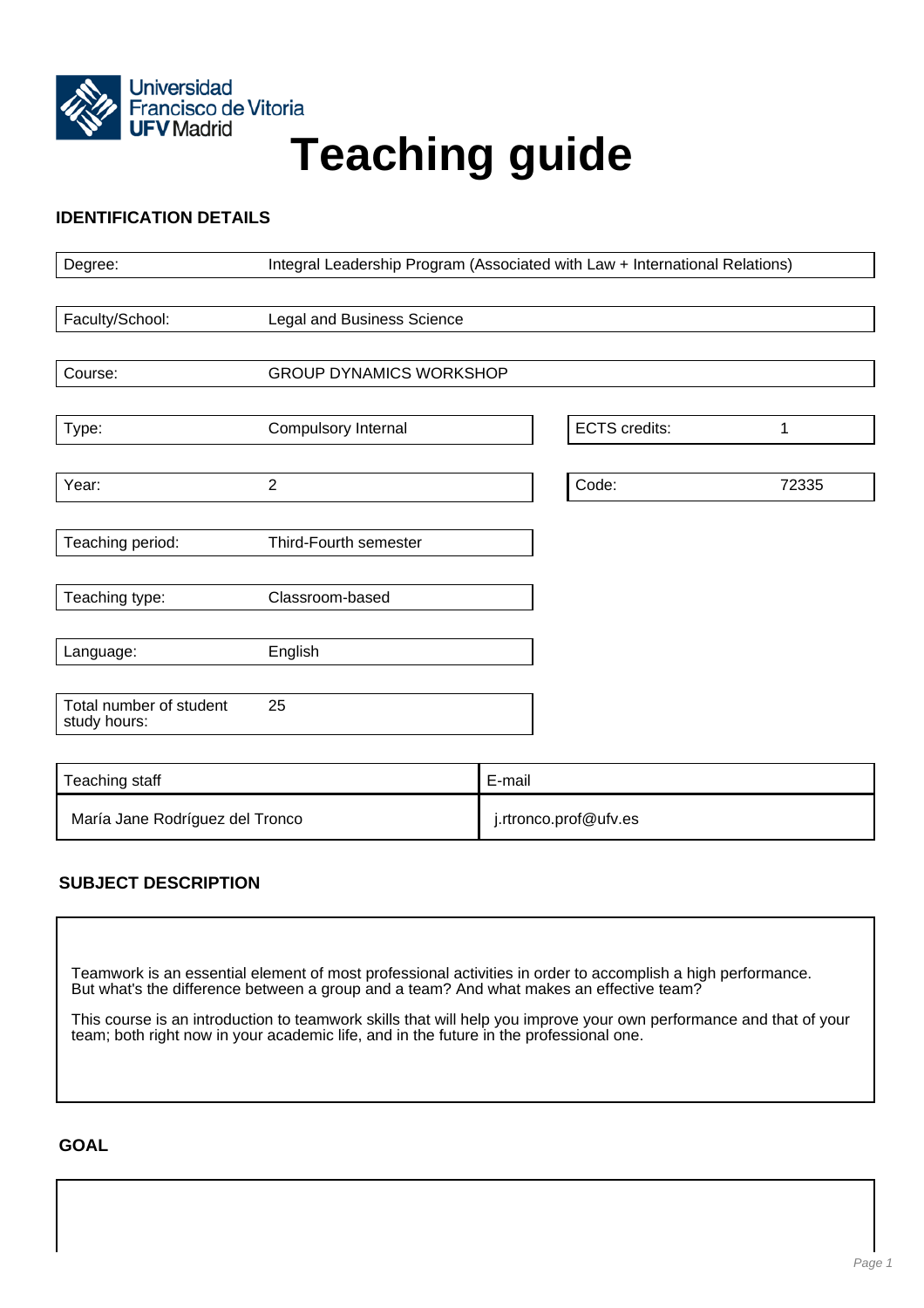# Teaching guide

## IDENTIFICATION DETAILS

| | |
|---|---|
| Degree: | Integral Leadership Program (Associated with Law + International Relations) |
| Faculty/School: | Legal and Business Science |
| Course: | GROUP DYNAMICS WORKSHOP |
| Type: | Compulsory Internal |
| ECTS credits: | 1 |
| Year: | 2 |
| Code: | 72335 |
| Teaching period: | Third-Fourth semester |
| Teaching type: | Classroom-based |
| Language: | English |
| Total number of student study hours: | 25 |

| Teaching staff | E-mail |
|---|---|
| María Jane Rodríguez del Tronco | j.rtronco.prof@ufv.es |

## SUBJECT DESCRIPTION

Teamwork is an essential element of most professional activities in order to accomplish a high performance. But what's the difference between a group and a team? And what makes an effective team?

This course is an introduction to teamwork skills that will help you improve your own performance and that of your team; both right now in your academic life, and in the future in the professional one.

## GOAL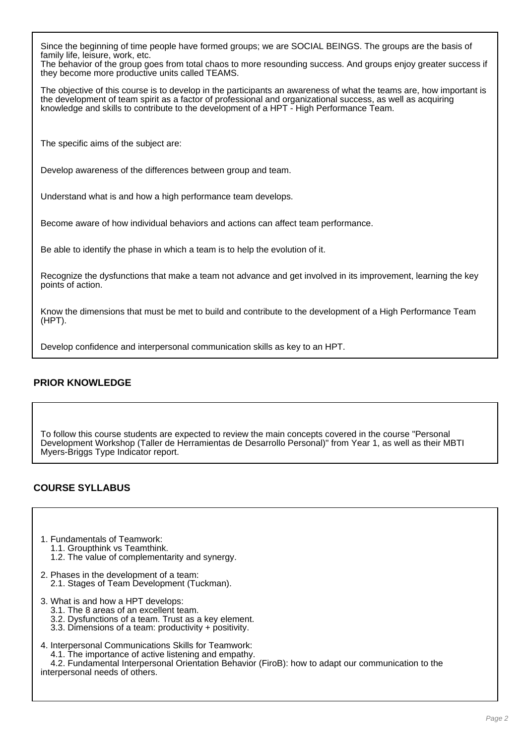Since the beginning of time people have formed groups; we are SOCIAL BEINGS. The groups are the basis of family life, leisure, work, etc.
The behavior of the group goes from total chaos to more resounding success. And groups enjoy greater success if they become more productive units called TEAMS.

The objective of this course is to develop in the participants an awareness of what the teams are, how important is the development of team spirit as a factor of professional and organizational success, as well as acquiring knowledge and skills to contribute to the development of a HPT - High Performance Team.

The specific aims of the subject are:

Develop awareness of the differences between group and team.

Understand what is and how a high performance team develops.

Become aware of how individual behaviors and actions can affect team performance.

Be able to identify the phase in which a team is to help the evolution of it.

Recognize the dysfunctions that make a team not advance and get involved in its improvement, learning the key points of action.

Know the dimensions that must be met to build and contribute to the development of a High Performance Team (HPT).

Develop confidence and interpersonal communication skills as key to an HPT.

## PRIOR KNOWLEDGE

To follow this course students are expected to review the main concepts covered in the course "Personal Development Workshop (Taller de Herramientas de Desarrollo Personal)" from Year 1, as well as their MBTI Myers-Briggs Type Indicator report.

## COURSE SYLLABUS

1. Fundamentals of Teamwork:
   1.1. Groupthink vs Teamthink.
   1.2. The value of complementarity and synergy.

2. Phases in the development of a team:
   2.1. Stages of Team Development (Tuckman).

3. What is and how a HPT develops:
   3.1. The 8 areas of an excellent team.
   3.2. Dysfunctions of a team. Trust as a key element.
   3.3. Dimensions of a team: productivity + positivity.

4. Interpersonal Communications Skills for Teamwork:
   4.1. The importance of active listening and empathy.
   4.2. Fundamental Interpersonal Orientation Behavior (FiroB): how to adapt our communication to the interpersonal needs of others.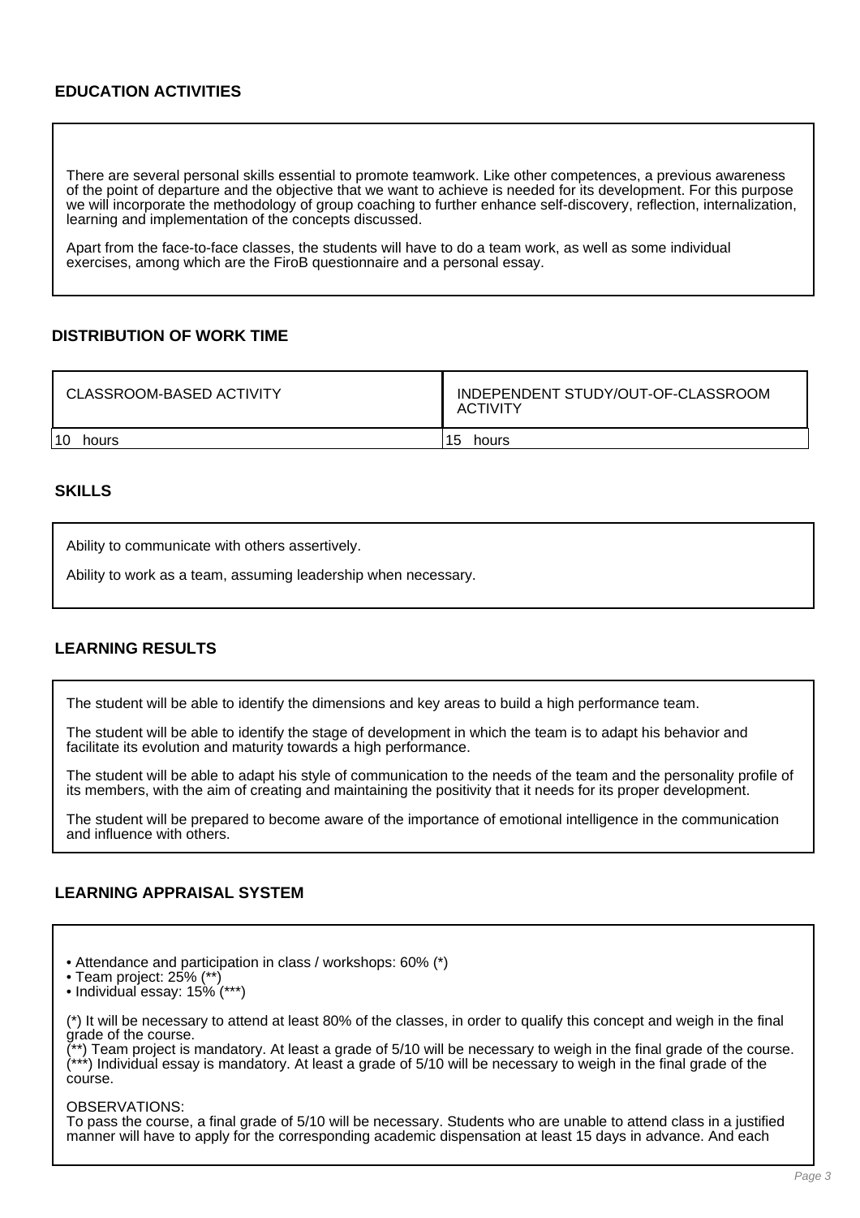## EDUCATION ACTIVITIES

There are several personal skills essential to promote teamwork. Like other competences, a previous awareness of the point of departure and the objective that we want to achieve is needed for its development. For this purpose we will incorporate the methodology of group coaching to further enhance self-discovery, reflection, internalization, learning and implementation of the concepts discussed.

Apart from the face-to-face classes, the students will have to do a team work, as well as some individual exercises, among which are the FiroB questionnaire and a personal essay.

## DISTRIBUTION OF WORK TIME

| CLASSROOM-BASED ACTIVITY | INDEPENDENT STUDY/OUT-OF-CLASSROOM ACTIVITY |
|---|---|
| 10 hours | 15 hours |

## SKILLS

Ability to communicate with others assertively.

Ability to work as a team, assuming leadership when necessary.

## LEARNING RESULTS

The student will be able to identify the dimensions and key areas to build a high performance team.

The student will be able to identify the stage of development in which the team is to adapt his behavior and facilitate its evolution and maturity towards a high performance.

The student will be able to adapt his style of communication to the needs of the team and the personality profile of its members, with the aim of creating and maintaining the positivity that it needs for its proper development.

The student will be prepared to become aware of the importance of emotional intelligence in the communication and influence with others.

## LEARNING APPRAISAL SYSTEM

- Attendance and participation in class / workshops: 60% (*)
- Team project: 25% (**)
- Individual essay: 15% (***)

(*) It will be necessary to attend at least 80% of the classes, in order to qualify this concept and weigh in the final grade of the course.
(**) Team project is mandatory. At least a grade of 5/10 will be necessary to weigh in the final grade of the course.
(***) Individual essay is mandatory. At least a grade of 5/10 will be necessary to weigh in the final grade of the course.

OBSERVATIONS:
To pass the course, a final grade of 5/10 will be necessary. Students who are unable to attend class in a justified manner will have to apply for the corresponding academic dispensation at least 15 days in advance. And each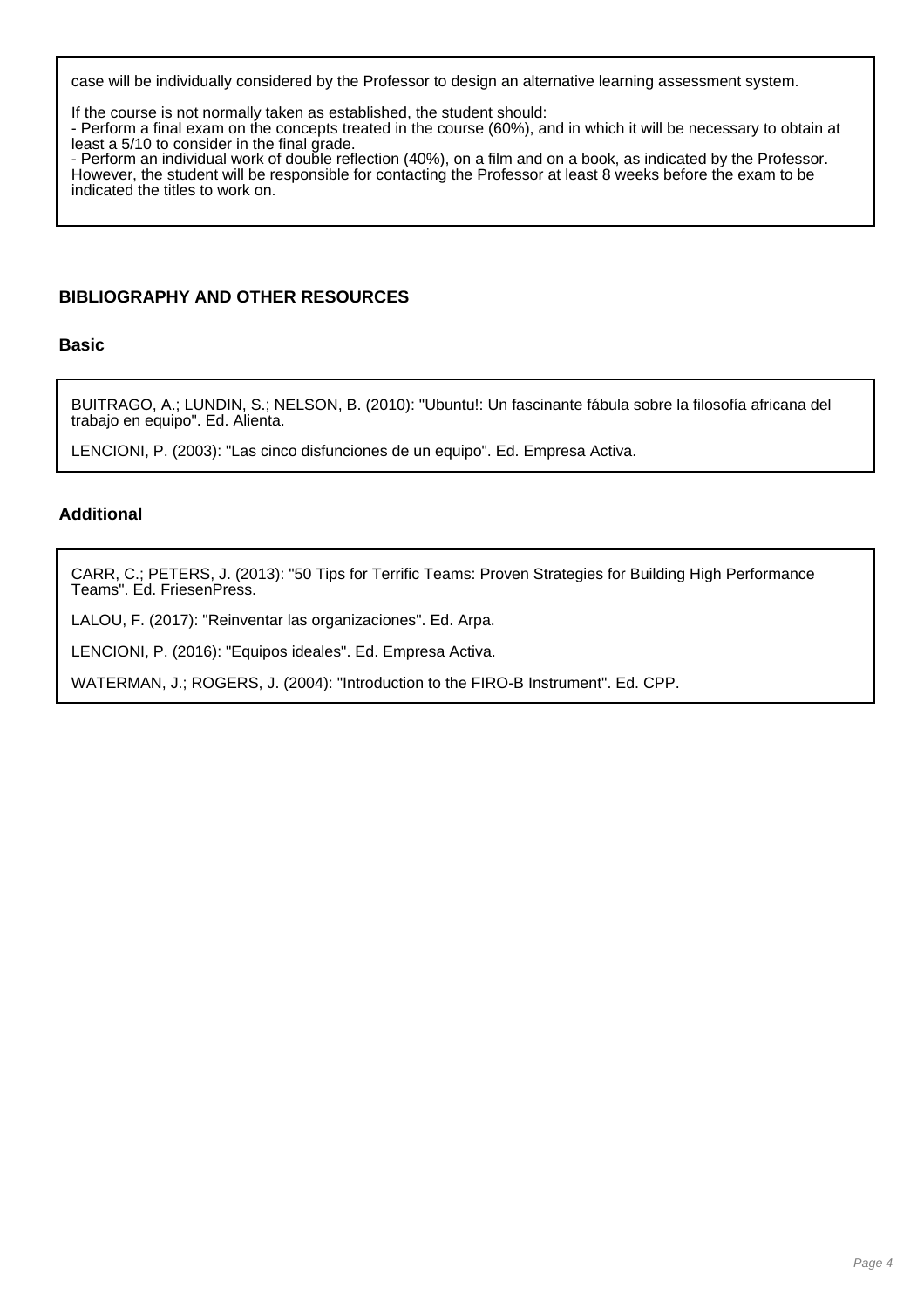case will be individually considered by the Professor to design an alternative learning assessment system.

If the course is not normally taken as established, the student should:
- Perform a final exam on the concepts treated in the course (60%), and in which it will be necessary to obtain at least a 5/10 to consider in the final grade.
- Perform an individual work of double reflection (40%), on a film and on a book, as indicated by the Professor. However, the student will be responsible for contacting the Professor at least 8 weeks before the exam to be indicated the titles to work on.

## BIBLIOGRAPHY AND OTHER RESOURCES

### Basic

BUITRAGO, A.; LUNDIN, S.; NELSON, B. (2010): "Ubuntu!: Un fascinante fábula sobre la filosofía africana del trabajo en equipo". Ed. Alienta.

LENCIONI, P. (2003): "Las cinco disfunciones de un equipo". Ed. Empresa Activa.

### Additional

CARR, C.; PETERS, J. (2013): "50 Tips for Terrific Teams: Proven Strategies for Building High Performance Teams". Ed. FriesenPress.

LALOU, F. (2017): "Reinventar las organizaciones". Ed. Arpa.

LENCIONI, P. (2016): "Equipos ideales". Ed. Empresa Activa.

WATERMAN, J.; ROGERS, J. (2004): "Introduction to the FIRO-B Instrument". Ed. CPP.